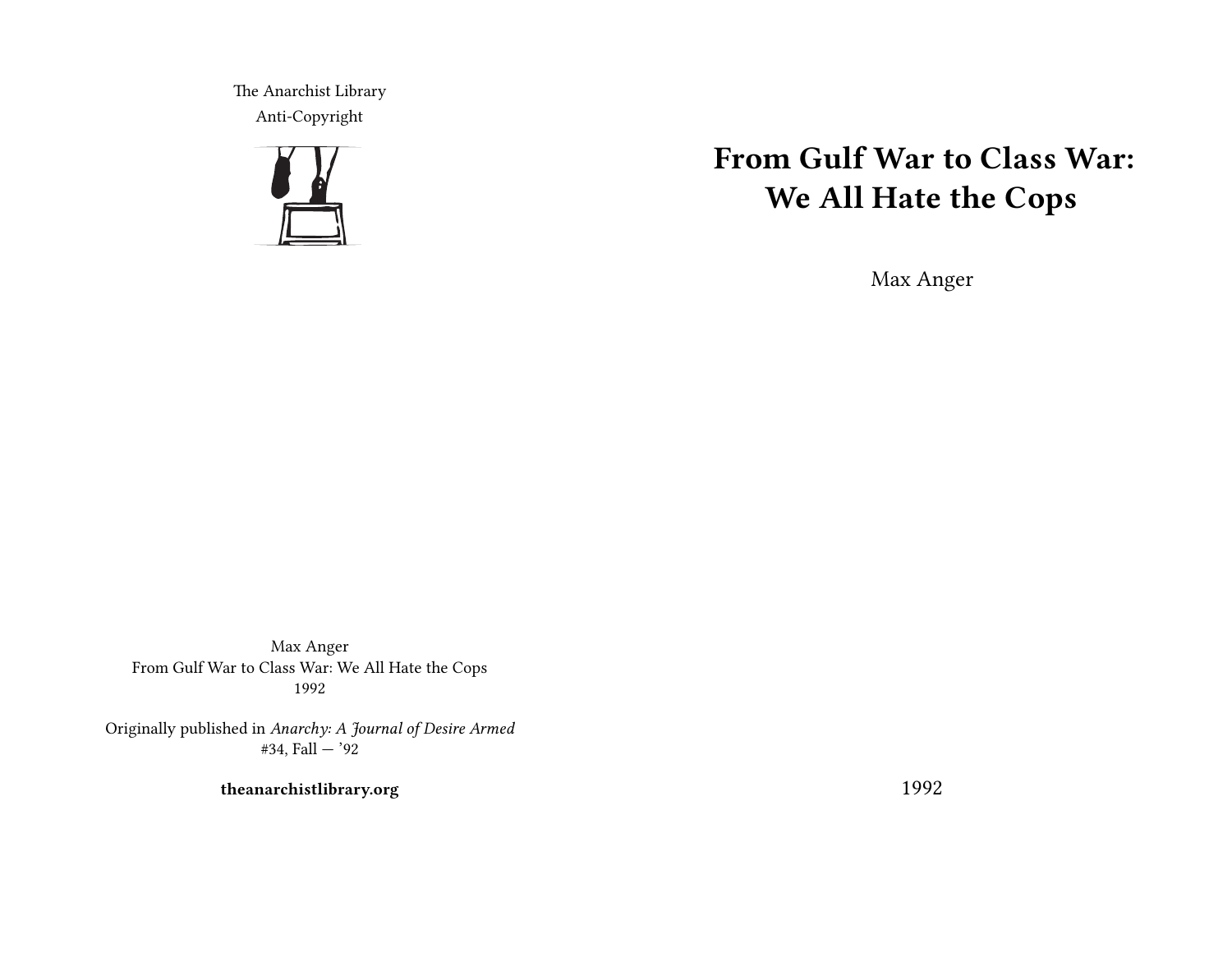The Anarchist Library
Anti-Copyright

# From Gulf War to Class War: We All Hate the Cops

Max Anger

1992

Max Anger
From Gulf War to Class War: We All Hate the Cops
1992

Originally published in *Anarchy: A Journal of Desire Armed* #34, Fall — '92

**theanarchistlibrary.org**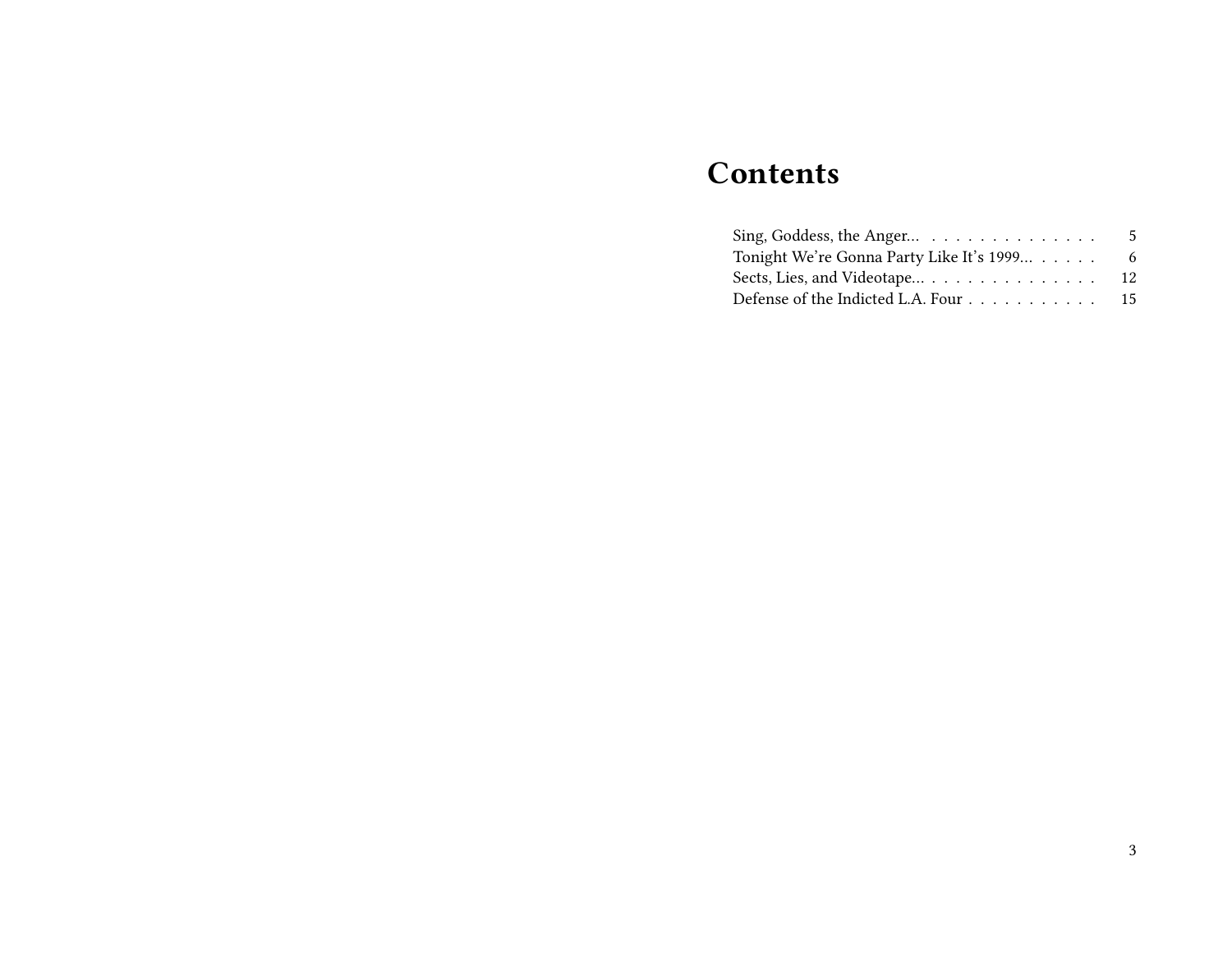# Contents

Sing, Goddess, the Anger… . . . . . . . . . . . . . . . 5
Tonight We're Gonna Party Like It's 1999… . . . . . . 6
Sects, Lies, and Videotape… . . . . . . . . . . . . . . . 12
Defense of the Indicted L.A. Four . . . . . . . . . . . 15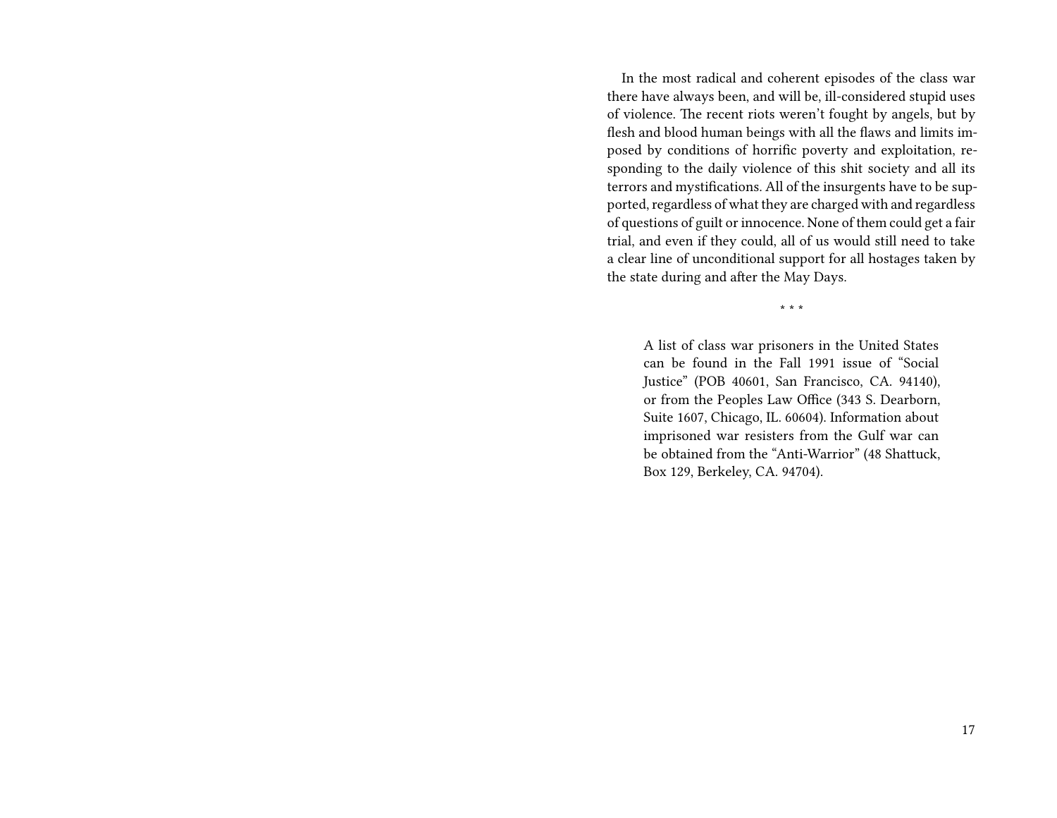In the most radical and coherent episodes of the class war there have always been, and will be, ill-considered stupid uses of violence. The recent riots weren't fought by angels, but by flesh and blood human beings with all the flaws and limits imposed by conditions of horrific poverty and exploitation, responding to the daily violence of this shit society and all its terrors and mystifications. All of the insurgents have to be supported, regardless of what they are charged with and regardless of questions of guilt or innocence. None of them could get a fair trial, and even if they could, all of us would still need to take a clear line of unconditional support for all hostages taken by the state during and after the May Days.

\* \* \*

> A list of class war prisoners in the United States can be found in the Fall 1991 issue of "Social Justice" (POB 40601, San Francisco, CA. 94140), or from the Peoples Law Office (343 S. Dearborn, Suite 1607, Chicago, IL. 60604). Information about imprisoned war resisters from the Gulf war can be obtained from the "Anti-Warrior" (48 Shattuck, Box 129, Berkeley, CA. 94704).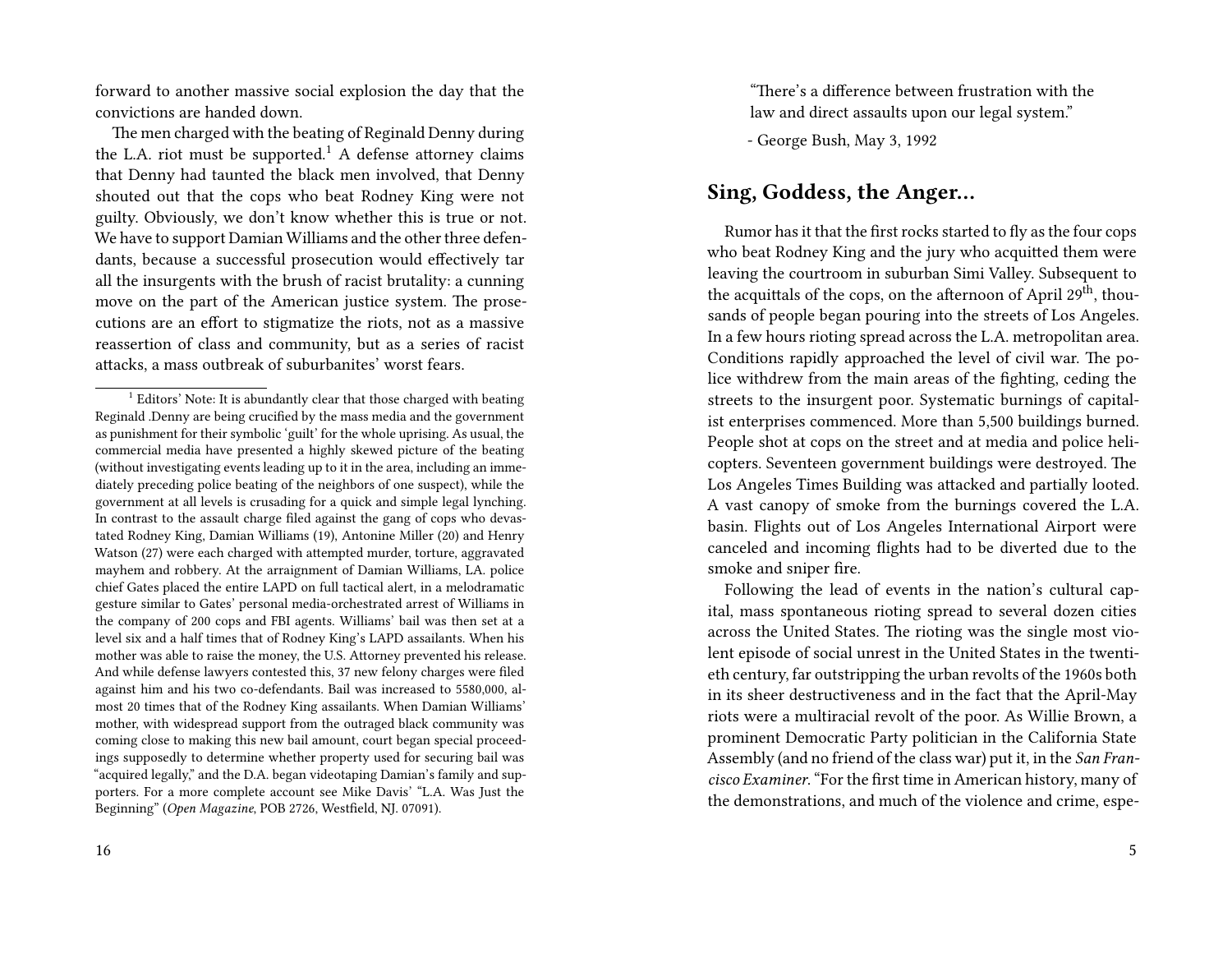forward to another massive social explosion the day that the convictions are handed down.

The men charged with the beating of Reginald Denny during the L.A. riot must be supported.[1] A defense attorney claims that Denny had taunted the black men involved, that Denny shouted out that the cops who beat Rodney King were not guilty. Obviously, we don't know whether this is true or not. We have to support Damian Williams and the other three defendants, because a successful prosecution would effectively tar all the insurgents with the brush of racist brutality: a cunning move on the part of the American justice system. The prosecutions are an effort to stigmatize the riots, not as a massive reassertion of class and community, but as a series of racist attacks, a mass outbreak of suburbanites' worst fears.

[1] Editors' Note: It is abundantly clear that those charged with beating Reginald .Denny are being crucified by the mass media and the government as punishment for their symbolic 'guilt' for the whole uprising. As usual, the commercial media have presented a highly skewed picture of the beating (without investigating events leading up to it in the area, including an immediately preceding police beating of the neighbors of one suspect), while the government at all levels is crusading for a quick and simple legal lynching. In contrast to the assault charge filed against the gang of cops who devastated Rodney King, Damian Williams (19), Antonine Miller (20) and Henry Watson (27) were each charged with attempted murder, torture, aggravated mayhem and robbery. At the arraignment of Damian Williams, LA. police chief Gates placed the entire LAPD on full tactical alert, in a melodramatic gesture similar to Gates' personal media-orchestrated arrest of Williams in the company of 200 cops and FBI agents. Williams' bail was then set at a level six and a half times that of Rodney King's LAPD assailants. When his mother was able to raise the money, the U.S. Attorney prevented his release. And while defense lawyers contested this, 37 new felony charges were filed against him and his two co-defendants. Bail was increased to 5580,000, almost 20 times that of the Rodney King assailants. When Damian Williams' mother, with widespread support from the outraged black community was coming close to making this new bail amount, court began special proceedings supposedly to determine whether property used for securing bail was "acquired legally," and the D.A. began videotaping Damian's family and supporters. For a more complete account see Mike Davis' "L.A. Was Just the Beginning" (*Open Magazine*, POB 2726, Westfield, NJ. 07091).

> "There's a difference between frustration with the law and direct assaults upon our legal system."
>
> - George Bush, May 3, 1992

## Sing, Goddess, the Anger...

Rumor has it that the first rocks started to fly as the four cops who beat Rodney King and the jury who acquitted them were leaving the courtroom in suburban Simi Valley. Subsequent to the acquittals of the cops, on the afternoon of April 29th, thousands of people began pouring into the streets of Los Angeles. In a few hours rioting spread across the L.A. metropolitan area. Conditions rapidly approached the level of civil war. The police withdrew from the main areas of the fighting, ceding the streets to the insurgent poor. Systematic burnings of capitalist enterprises commenced. More than 5,500 buildings burned. People shot at cops on the street and at media and police helicopters. Seventeen government buildings were destroyed. The Los Angeles Times Building was attacked and partially looted. A vast canopy of smoke from the burnings covered the L.A. basin. Flights out of Los Angeles International Airport were canceled and incoming flights had to be diverted due to the smoke and sniper fire.

Following the lead of events in the nation's cultural capital, mass spontaneous rioting spread to several dozen cities across the United States. The rioting was the single most violent episode of social unrest in the United States in the twentieth century, far outstripping the urban revolts of the 1960s both in its sheer destructiveness and in the fact that the April-May riots were a multiracial revolt of the poor. As Willie Brown, a prominent Democratic Party politician in the California State Assembly (and no friend of the class war) put it, in the *San Francisco Examiner*. "For the first time in American history, many of the demonstrations, and much of the violence and crime, espe-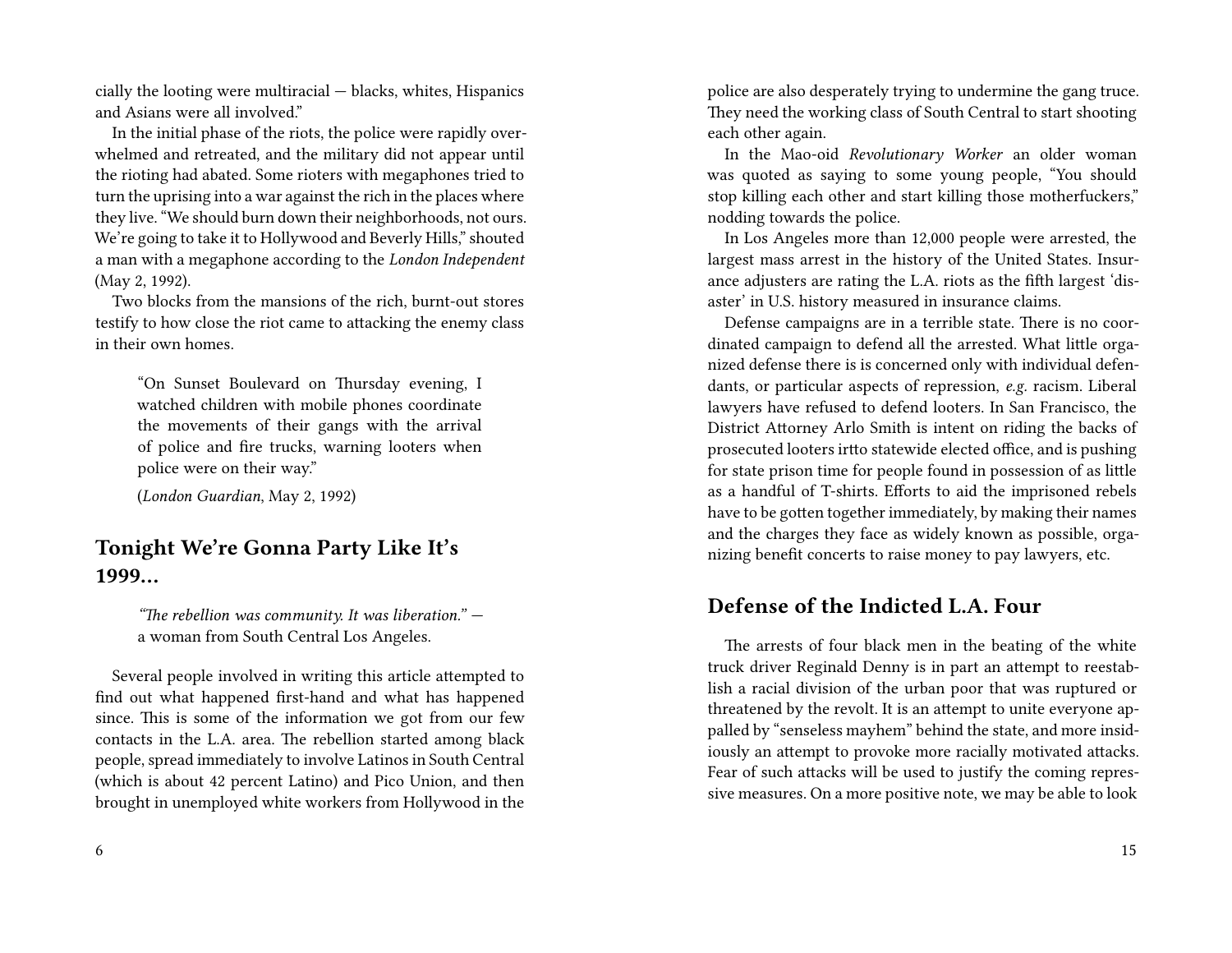cially the looting were multiracial — blacks, whites, Hispanics and Asians were all involved."

In the initial phase of the riots, the police were rapidly overwhelmed and retreated, and the military did not appear until the rioting had abated. Some rioters with megaphones tried to turn the uprising into a war against the rich in the places where they live. "We should burn down their neighborhoods, not ours. We're going to take it to Hollywood and Beverly Hills," shouted a man with a megaphone according to the *London Independent* (May 2, 1992).

Two blocks from the mansions of the rich, burnt-out stores testify to how close the riot came to attacking the enemy class in their own homes.

> "On Sunset Boulevard on Thursday evening, I watched children with mobile phones coordinate the movements of their gangs with the arrival of police and fire trucks, warning looters when police were on their way."
>
> (*London Guardian*, May 2, 1992)

## Tonight We're Gonna Party Like It's 1999…

> *"The rebellion was community. It was liberation."* — a woman from South Central Los Angeles.

Several people involved in writing this article attempted to find out what happened first-hand and what has happened since. This is some of the information we got from our few contacts in the L.A. area. The rebellion started among black people, spread immediately to involve Latinos in South Central (which is about 42 percent Latino) and Pico Union, and then brought in unemployed white workers from Hollywood in the

police are also desperately trying to undermine the gang truce. They need the working class of South Central to start shooting each other again.

In the Mao-oid *Revolutionary Worker* an older woman was quoted as saying to some young people, "You should stop killing each other and start killing those motherfuckers," nodding towards the police.

In Los Angeles more than 12,000 people were arrested, the largest mass arrest in the history of the United States. Insurance adjusters are rating the L.A. riots as the fifth largest 'disaster' in U.S. history measured in insurance claims.

Defense campaigns are in a terrible state. There is no coordinated campaign to defend all the arrested. What little organized defense there is is concerned only with individual defendants, or particular aspects of repression, *e.g.* racism. Liberal lawyers have refused to defend looters. In San Francisco, the District Attorney Arlo Smith is intent on riding the backs of prosecuted looters irtto statewide elected office, and is pushing for state prison time for people found in possession of as little as a handful of T-shirts. Efforts to aid the imprisoned rebels have to be gotten together immediately, by making their names and the charges they face as widely known as possible, organizing benefit concerts to raise money to pay lawyers, etc.

## Defense of the Indicted L.A. Four

The arrests of four black men in the beating of the white truck driver Reginald Denny is in part an attempt to reestablish a racial division of the urban poor that was ruptured or threatened by the revolt. It is an attempt to unite everyone appalled by "senseless mayhem" behind the state, and more insidiously an attempt to provoke more racially motivated attacks. Fear of such attacks will be used to justify the coming repressive measures. On a more positive note, we may be able to look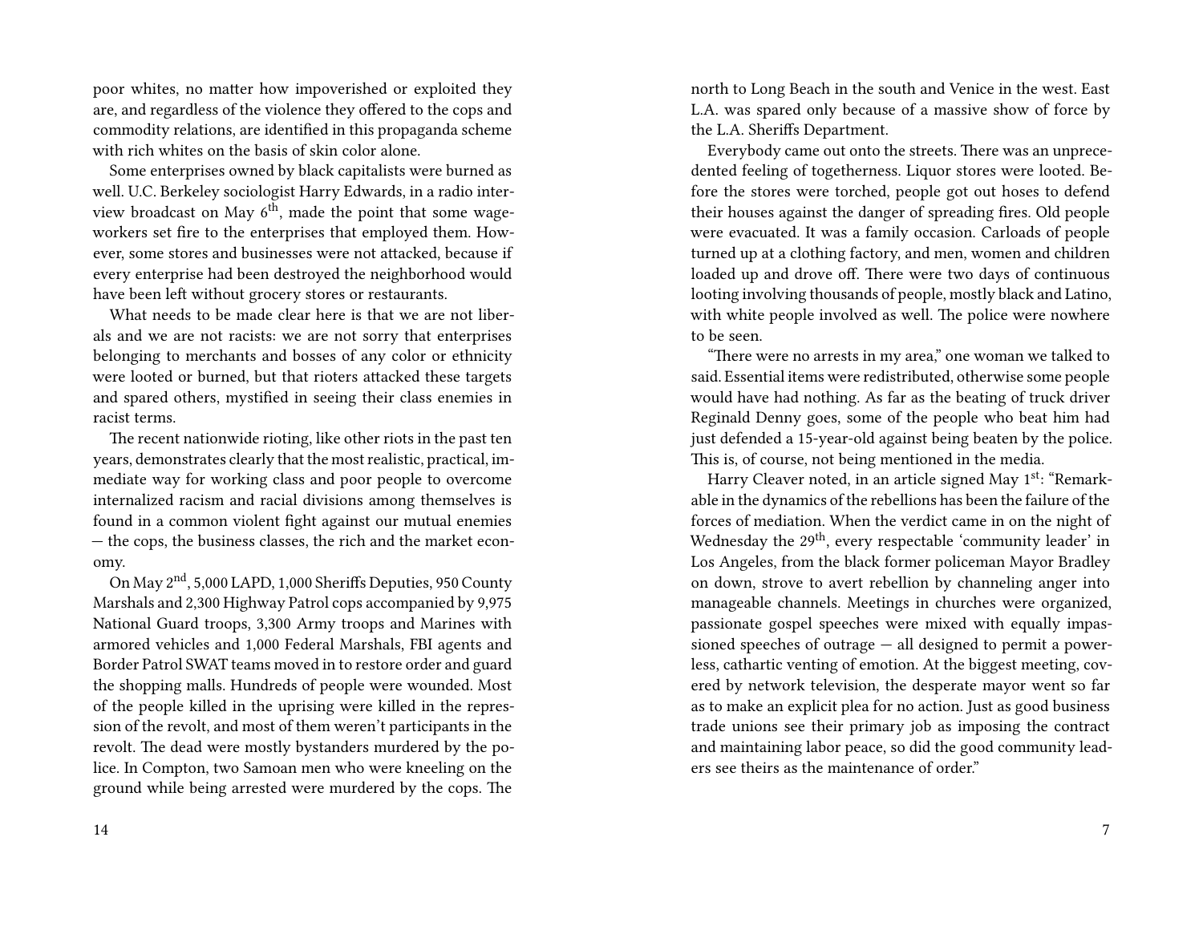poor whites, no matter how impoverished or exploited they are, and regardless of the violence they offered to the cops and commodity relations, are identified in this propaganda scheme with rich whites on the basis of skin color alone.

Some enterprises owned by black capitalists were burned as well. U.C. Berkeley sociologist Harry Edwards, in a radio interview broadcast on May 6th, made the point that some wage-workers set fire to the enterprises that employed them. However, some stores and businesses were not attacked, because if every enterprise had been destroyed the neighborhood would have been left without grocery stores or restaurants.

What needs to be made clear here is that we are not liberals and we are not racists: we are not sorry that enterprises belonging to merchants and bosses of any color or ethnicity were looted or burned, but that rioters attacked these targets and spared others, mystified in seeing their class enemies in racist terms.

The recent nationwide rioting, like other riots in the past ten years, demonstrates clearly that the most realistic, practical, immediate way for working class and poor people to overcome internalized racism and racial divisions among themselves is found in a common violent fight against our mutual enemies — the cops, the business classes, the rich and the market economy.

On May 2nd, 5,000 LAPD, 1,000 Sheriffs Deputies, 950 County Marshals and 2,300 Highway Patrol cops accompanied by 9,975 National Guard troops, 3,300 Army troops and Marines with armored vehicles and 1,000 Federal Marshals, FBI agents and Border Patrol SWAT teams moved in to restore order and guard the shopping malls. Hundreds of people were wounded. Most of the people killed in the uprising were killed in the repression of the revolt, and most of them weren't participants in the revolt. The dead were mostly bystanders murdered by the police. In Compton, two Samoan men who were kneeling on the ground while being arrested were murdered by the cops. The

north to Long Beach in the south and Venice in the west. East L.A. was spared only because of a massive show of force by the L.A. Sheriffs Department.

Everybody came out onto the streets. There was an unprecedented feeling of togetherness. Liquor stores were looted. Before the stores were torched, people got out hoses to defend their houses against the danger of spreading fires. Old people were evacuated. It was a family occasion. Carloads of people turned up at a clothing factory, and men, women and children loaded up and drove off. There were two days of continuous looting involving thousands of people, mostly black and Latino, with white people involved as well. The police were nowhere to be seen.

"There were no arrests in my area," one woman we talked to said. Essential items were redistributed, otherwise some people would have had nothing. As far as the beating of truck driver Reginald Denny goes, some of the people who beat him had just defended a 15-year-old against being beaten by the police. This is, of course, not being mentioned in the media.

Harry Cleaver noted, in an article signed May 1st: "Remarkable in the dynamics of the rebellions has been the failure of the forces of mediation. When the verdict came in on the night of Wednesday the 29th, every respectable 'community leader' in Los Angeles, from the black former policeman Mayor Bradley on down, strove to avert rebellion by channeling anger into manageable channels. Meetings in churches were organized, passionate gospel speeches were mixed with equally impassioned speeches of outrage — all designed to permit a powerless, cathartic venting of emotion. At the biggest meeting, covered by network television, the desperate mayor went so far as to make an explicit plea for no action. Just as good business trade unions see their primary job as imposing the contract and maintaining labor peace, so did the good community leaders see theirs as the maintenance of order."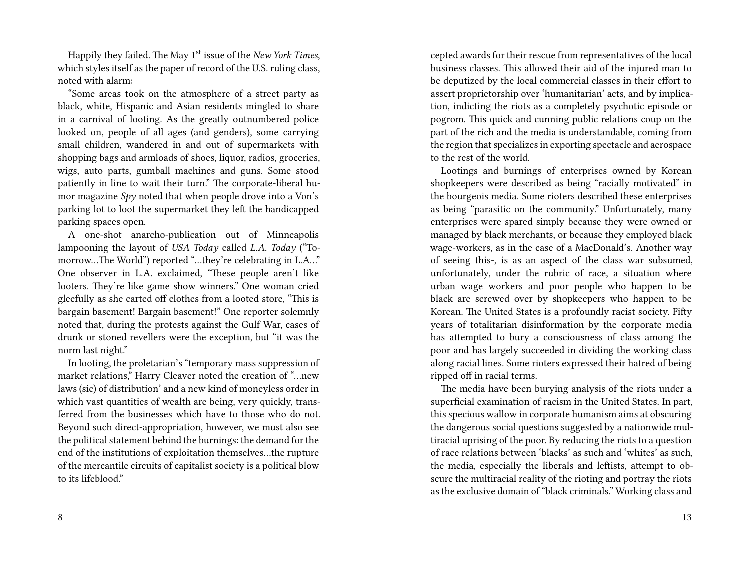Happily they failed. The May 1st issue of the *New York Times*, which styles itself as the paper of record of the U.S. ruling class, noted with alarm:

"Some areas took on the atmosphere of a street party as black, white, Hispanic and Asian residents mingled to share in a carnival of looting. As the greatly outnumbered police looked on, people of all ages (and genders), some carrying small children, wandered in and out of supermarkets with shopping bags and armloads of shoes, liquor, radios, groceries, wigs, auto parts, gumball machines and guns. Some stood patiently in line to wait their turn." The corporate-liberal humor magazine *Spy* noted that when people drove into a Von's parking lot to loot the supermarket they left the handicapped parking spaces open.

A one-shot anarcho-publication out of Minneapolis lampooning the layout of *USA Today* called *L.A. Today* ("Tomorrow…The World") reported "…they're celebrating in L.A…" One observer in L.A. exclaimed, "These people aren't like looters. They're like game show winners." One woman cried gleefully as she carted off clothes from a looted store, "This is bargain basement! Bargain basement!" One reporter solemnly noted that, during the protests against the Gulf War, cases of drunk or stoned revellers were the exception, but "it was the norm last night."

In looting, the proletarian's "temporary mass suppression of market relations," Harry Cleaver noted the creation of "…new laws (sic) of distribution' and a new kind of moneyless order in which vast quantities of wealth are being, very quickly, transferred from the businesses which have to those who do not. Beyond such direct-appropriation, however, we must also see the political statement behind the burnings: the demand for the end of the institutions of exploitation themselves…the rupture of the mercantile circuits of capitalist society is a political blow to its lifeblood."

cepted awards for their rescue from representatives of the local business classes. This allowed their aid of the injured man to be deputized by the local commercial classes in their effort to assert proprietorship over 'humanitarian' acts, and by implication, indicting the riots as a completely psychotic episode or pogrom. This quick and cunning public relations coup on the part of the rich and the media is understandable, coming from the region that specializes in exporting spectacle and aerospace to the rest of the world.

Lootings and burnings of enterprises owned by Korean shopkeepers were described as being "racially motivated" in the bourgeois media. Some rioters described these enterprises as being "parasitic on the community." Unfortunately, many enterprises were spared simply because they were owned or managed by black merchants, or because they employed black wage-workers, as in the case of a MacDonald's. Another way of seeing this-, is as an aspect of the class war subsumed, unfortunately, under the rubric of race, a situation where urban wage workers and poor people who happen to be black are screwed over by shopkeepers who happen to be Korean. The United States is a profoundly racist society. Fifty years of totalitarian disinformation by the corporate media has attempted to bury a consciousness of class among the poor and has largely succeeded in dividing the working class along racial lines. Some rioters expressed their hatred of being ripped off in racial terms.

The media have been burying analysis of the riots under a superficial examination of racism in the United States. In part, this specious wallow in corporate humanism aims at obscuring the dangerous social questions suggested by a nationwide multiracial uprising of the poor. By reducing the riots to a question of race relations between 'blacks' as such and 'whites' as such, the media, especially the liberals and leftists, attempt to obscure the multiracial reality of the rioting and portray the riots as the exclusive domain of "black criminals." Working class and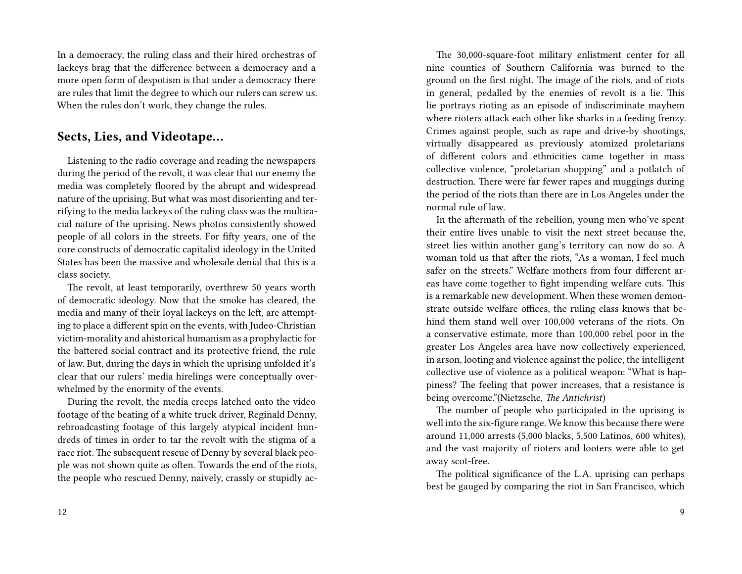In a democracy, the ruling class and their hired orchestras of lackeys brag that the difference between a democracy and a more open form of despotism is that under a democracy there are rules that limit the degree to which our rulers can screw us. When the rules don't work, they change the rules.

## Sects, Lies, and Videotape…

Listening to the radio coverage and reading the newspapers during the period of the revolt, it was clear that our enemy the media was completely floored by the abrupt and widespread nature of the uprising. But what was most disorienting and terrifying to the media lackeys of the ruling class was the multiracial nature of the uprising. News photos consistently showed people of all colors in the streets. For fifty years, one of the core constructs of democratic capitalist ideology in the United States has been the massive and wholesale denial that this is a class society.

The revolt, at least temporarily, overthrew 50 years worth of democratic ideology. Now that the smoke has cleared, the media and many of their loyal lackeys on the left, are attempting to place a different spin on the events, with Judeo-Christian victim-morality and ahistorical humanism as a prophylactic for the battered social contract and its protective friend, the rule of law. But, during the days in which the uprising unfolded it's clear that our rulers' media hirelings were conceptually overwhelmed by the enormity of the events.

During the revolt, the media creeps latched onto the video footage of the beating of a white truck driver, Reginald Denny, rebroadcasting footage of this largely atypical incident hundreds of times in order to tar the revolt with the stigma of a race riot. The subsequent rescue of Denny by several black people was not shown quite as often. Towards the end of the riots, the people who rescued Denny, naively, crassly or stupidly ac-

The 30,000-square-foot military enlistment center for all nine counties of Southern California was burned to the ground on the first night. The image of the riots, and of riots in general, pedalled by the enemies of revolt is a lie. This lie portrays rioting as an episode of indiscriminate mayhem where rioters attack each other like sharks in a feeding frenzy. Crimes against people, such as rape and drive-by shootings, virtually disappeared as previously atomized proletarians of different colors and ethnicities came together in mass collective violence, "proletarian shopping" and a potlatch of destruction. There were far fewer rapes and muggings during the period of the riots than there are in Los Angeles under the normal rule of law.

In the aftermath of the rebellion, young men who've spent their entire lives unable to visit the next street because the, street lies within another gang's territory can now do so. A woman told us that after the riots, "As a woman, I feel much safer on the streets." Welfare mothers from four different areas have come together to fight impending welfare cuts. This is a remarkable new development. When these women demonstrate outside welfare offices, the ruling class knows that behind them stand well over 100,000 veterans of the riots. On a conservative estimate, more than 100,000 rebel poor in the greater Los Angeles area have now collectively experienced, in arson, looting and violence against the police, the intelligent collective use of violence as a political weapon: "What is happiness? The feeling that power increases, that a resistance is being overcome."(Nietzsche, *The Antichrist*)

The number of people who participated in the uprising is well into the six-figure range. We know this because there were around 11,000 arrests (5,000 blacks, 5,500 Latinos, 600 whites), and the vast majority of rioters and looters were able to get away scot-free.

The political significance of the L.A. uprising can perhaps best be gauged by comparing the riot in San Francisco, which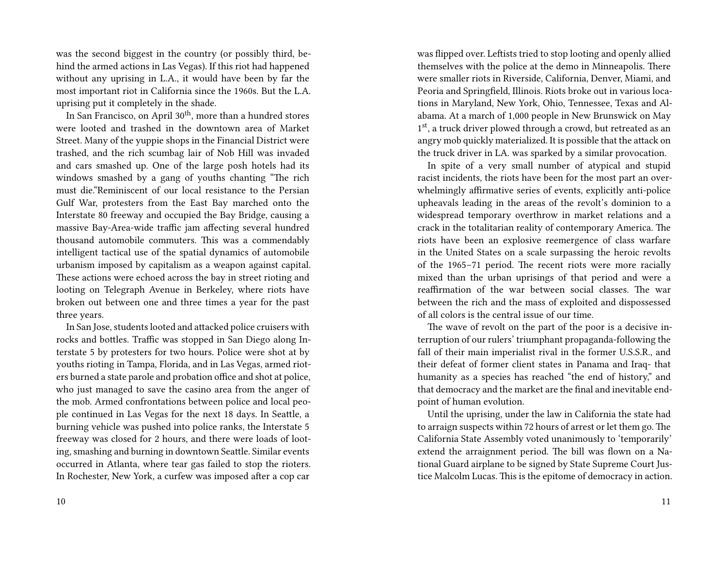was the second biggest in the country (or possibly third, behind the armed actions in Las Vegas). If this riot had happened without any uprising in L.A., it would have been by far the most important riot in California since the 1960s. But the L.A. uprising put it completely in the shade.

In San Francisco, on April 30th, more than a hundred stores were looted and trashed in the downtown area of Market Street. Many of the yuppie shops in the Financial District were trashed, and the rich scumbag lair of Nob Hill was invaded and cars smashed up. One of the large posh hotels had its windows smashed by a gang of youths chanting "The rich must die."Reminiscent of our local resistance to the Persian Gulf War, protesters from the East Bay marched onto the Interstate 80 freeway and occupied the Bay Bridge, causing a massive Bay-Area-wide traffic jam affecting several hundred thousand automobile commuters. This was a commendably intelligent tactical use of the spatial dynamics of automobile urbanism imposed by capitalism as a weapon against capital. These actions were echoed across the bay in street rioting and looting on Telegraph Avenue in Berkeley, where riots have broken out between one and three times a year for the past three years.

In San Jose, students looted and attacked police cruisers with rocks and bottles. Traffic was stopped in San Diego along Interstate 5 by protesters for two hours. Police were shot at by youths rioting in Tampa, Florida, and in Las Vegas, armed rioters burned a state parole and probation office and shot at police, who just managed to save the casino area from the anger of the mob. Armed confrontations between police and local people continued in Las Vegas for the next 18 days. In Seattle, a burning vehicle was pushed into police ranks, the Interstate 5 freeway was closed for 2 hours, and there were loads of looting, smashing and burning in downtown Seattle. Similar events occurred in Atlanta, where tear gas failed to stop the rioters. In Rochester, New York, a curfew was imposed after a cop car was flipped over. Leftists tried to stop looting and openly allied themselves with the police at the demo in Minneapolis. There were smaller riots in Riverside, California, Denver, Miami, and Peoria and Springfield, Illinois. Riots broke out in various locations in Maryland, New York, Ohio, Tennessee, Texas and Alabama. At a march of 1,000 people in New Brunswick on May 1st, a truck driver plowed through a crowd, but retreated as an angry mob quickly materialized. It is possible that the attack on the truck driver in LA. was sparked by a similar provocation.

In spite of a very small number of atypical and stupid racist incidents, the riots have been for the most part an overwhelmingly affirmative series of events, explicitly anti-police upheavals leading in the areas of the revolt's dominion to a widespread temporary overthrow in market relations and a crack in the totalitarian reality of contemporary America. The riots have been an explosive reemergence of class warfare in the United States on a scale surpassing the heroic revolts of the 1965–71 period. The recent riots were more racially mixed than the urban uprisings of that period and were a reaffirmation of the war between social classes. The war between the rich and the mass of exploited and dispossessed of all colors is the central issue of our time.

The wave of revolt on the part of the poor is a decisive interruption of our rulers' triumphant propaganda-following the fall of their main imperialist rival in the former U.S.S.R., and their defeat of former client states in Panama and Iraq- that humanity as a species has reached "the end of history," and that democracy and the market are the final and inevitable endpoint of human evolution.

Until the uprising, under the law in California the state had to arraign suspects within 72 hours of arrest or let them go. The California State Assembly voted unanimously to 'temporarily' extend the arraignment period. The bill was flown on a National Guard airplane to be signed by State Supreme Court Justice Malcolm Lucas. This is the epitome of democracy in action.